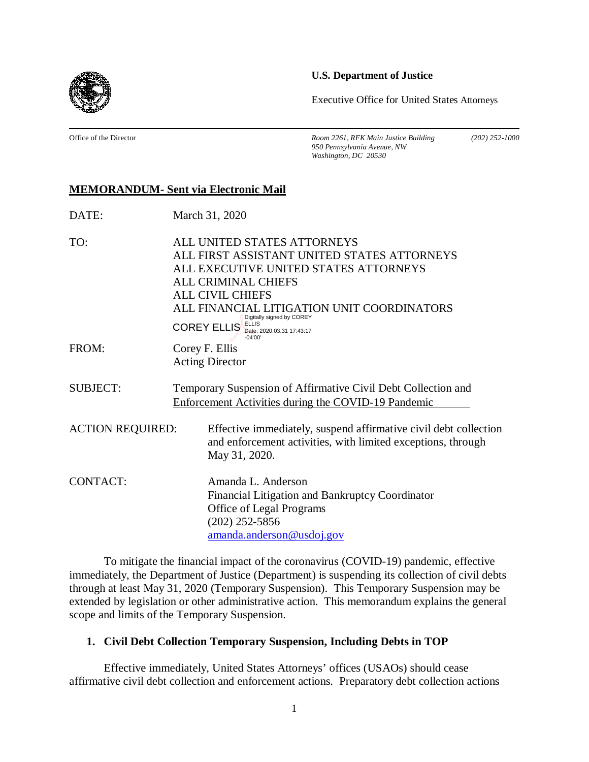**U.S. Department of Justice**

Executive Office for United States Attorneys

Office of the Director

*Room 2261, RFK Main Justice Building*
*950 Pennsylvania Avenue, NW*
*Washington, DC 20530*

*(202) 252-1000*

**MEMORANDUM- Sent via Electronic Mail**

DATE: March 31, 2020

TO: ALL UNITED STATES ATTORNEYS
ALL FIRST ASSISTANT UNITED STATES ATTORNEYS
ALL EXECUTIVE UNITED STATES ATTORNEYS
ALL CRIMINAL CHIEFS
ALL CIVIL CHIEFS
ALL FINANCIAL LITIGATION UNIT COORDINATORS

COREY ELLIS Digitally signed by COREY ELLIS Date: 2020.03.31 17:43:17 -04'00'

FROM: Corey F. Ellis
Acting Director

SUBJECT: Temporary Suspension of Affirmative Civil Debt Collection and Enforcement Activities during the COVID-19 Pandemic

ACTION REQUIRED: Effective immediately, suspend affirmative civil debt collection and enforcement activities, with limited exceptions, through May 31, 2020.

CONTACT: Amanda L. Anderson
Financial Litigation and Bankruptcy Coordinator
Office of Legal Programs
(202) 252-5856
amanda.anderson@usdoj.gov

To mitigate the financial impact of the coronavirus (COVID-19) pandemic, effective immediately, the Department of Justice (Department) is suspending its collection of civil debts through at least May 31, 2020 (Temporary Suspension). This Temporary Suspension may be extended by legislation or other administrative action. This memorandum explains the general scope and limits of the Temporary Suspension.

## 1. Civil Debt Collection Temporary Suspension, Including Debts in TOP

Effective immediately, United States Attorneys' offices (USAOs) should cease affirmative civil debt collection and enforcement actions. Preparatory debt collection actions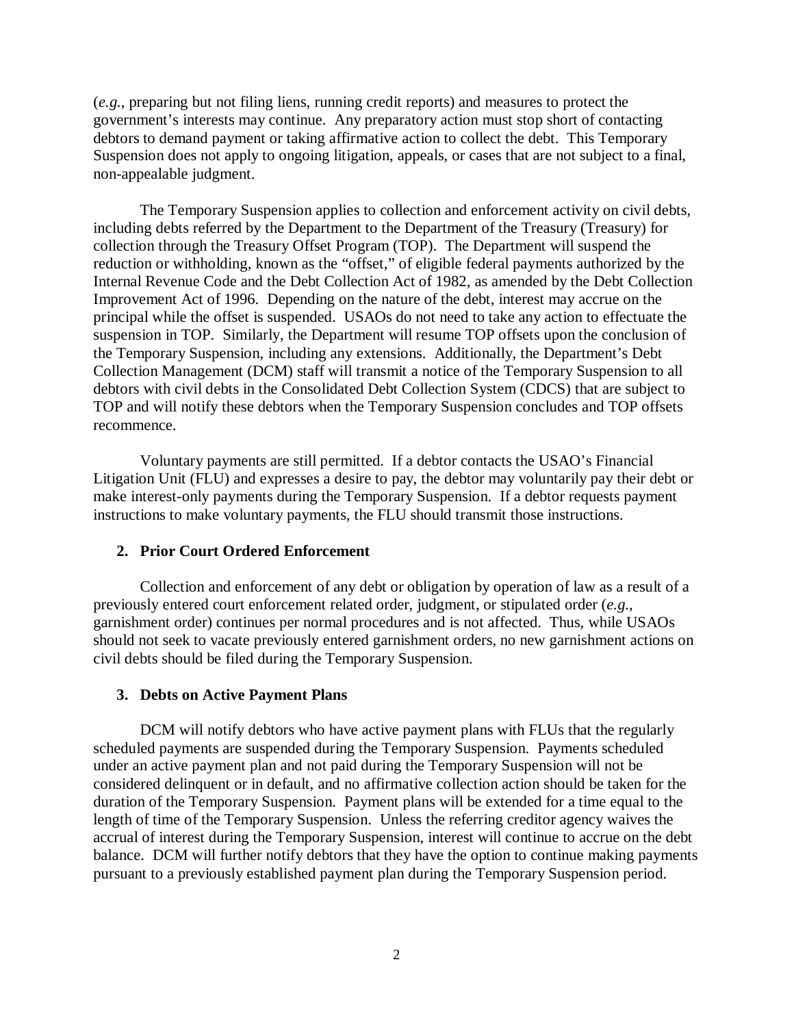(*e.g.*, preparing but not filing liens, running credit reports) and measures to protect the government's interests may continue. Any preparatory action must stop short of contacting debtors to demand payment or taking affirmative action to collect the debt. This Temporary Suspension does not apply to ongoing litigation, appeals, or cases that are not subject to a final, non-appealable judgment.

The Temporary Suspension applies to collection and enforcement activity on civil debts, including debts referred by the Department to the Department of the Treasury (Treasury) for collection through the Treasury Offset Program (TOP). The Department will suspend the reduction or withholding, known as the "offset," of eligible federal payments authorized by the Internal Revenue Code and the Debt Collection Act of 1982, as amended by the Debt Collection Improvement Act of 1996. Depending on the nature of the debt, interest may accrue on the principal while the offset is suspended. USAOs do not need to take any action to effectuate the suspension in TOP. Similarly, the Department will resume TOP offsets upon the conclusion of the Temporary Suspension, including any extensions. Additionally, the Department's Debt Collection Management (DCM) staff will transmit a notice of the Temporary Suspension to all debtors with civil debts in the Consolidated Debt Collection System (CDCS) that are subject to TOP and will notify these debtors when the Temporary Suspension concludes and TOP offsets recommence.

Voluntary payments are still permitted. If a debtor contacts the USAO's Financial Litigation Unit (FLU) and expresses a desire to pay, the debtor may voluntarily pay their debt or make interest-only payments during the Temporary Suspension. If a debtor requests payment instructions to make voluntary payments, the FLU should transmit those instructions.

### 2. Prior Court Ordered Enforcement

Collection and enforcement of any debt or obligation by operation of law as a result of a previously entered court enforcement related order, judgment, or stipulated order (*e.g.*, garnishment order) continues per normal procedures and is not affected. Thus, while USAOs should not seek to vacate previously entered garnishment orders, no new garnishment actions on civil debts should be filed during the Temporary Suspension.

### 3. Debts on Active Payment Plans

DCM will notify debtors who have active payment plans with FLUs that the regularly scheduled payments are suspended during the Temporary Suspension. Payments scheduled under an active payment plan and not paid during the Temporary Suspension will not be considered delinquent or in default, and no affirmative collection action should be taken for the duration of the Temporary Suspension. Payment plans will be extended for a time equal to the length of time of the Temporary Suspension. Unless the referring creditor agency waives the accrual of interest during the Temporary Suspension, interest will continue to accrue on the debt balance. DCM will further notify debtors that they have the option to continue making payments pursuant to a previously established payment plan during the Temporary Suspension period.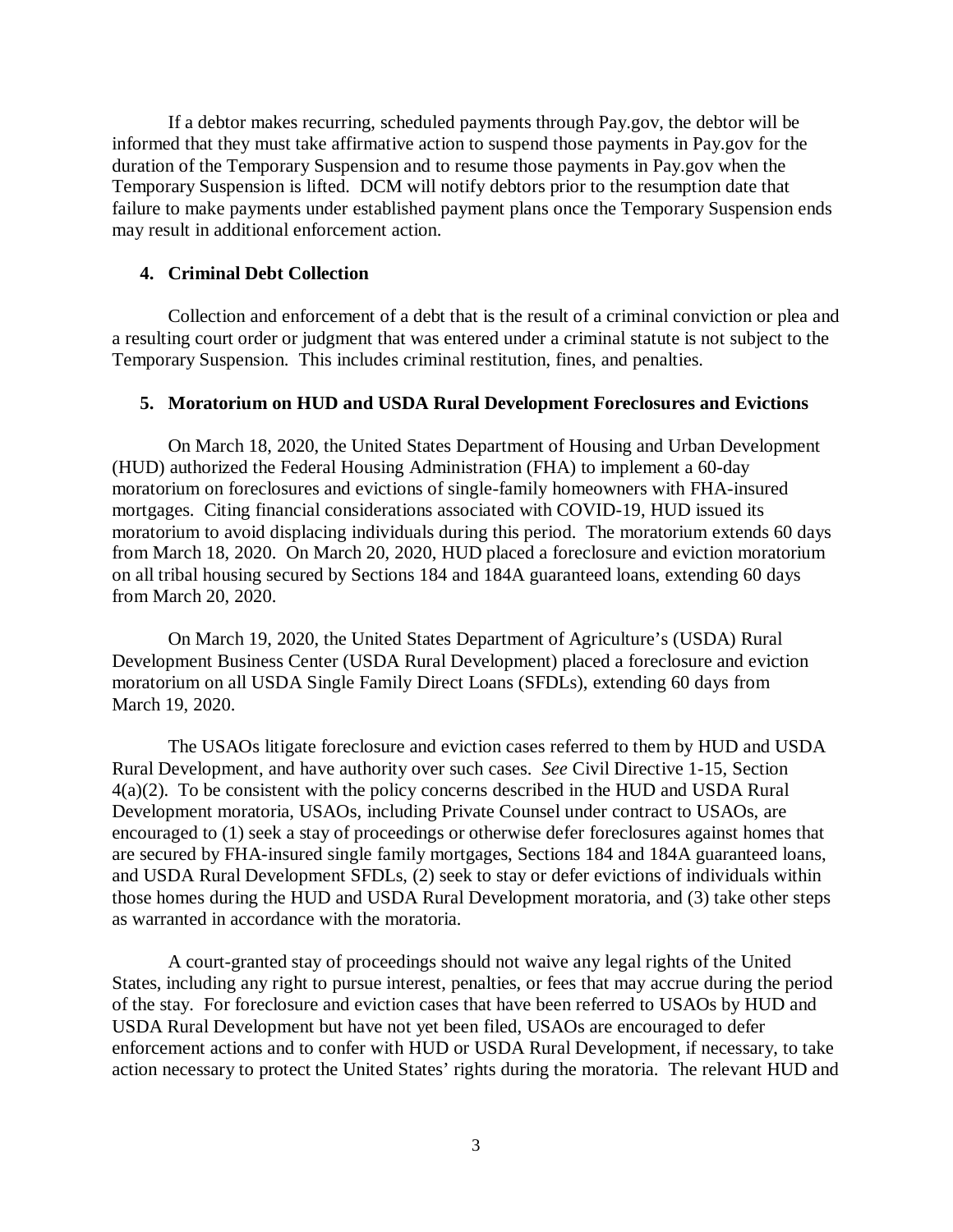If a debtor makes recurring, scheduled payments through Pay.gov, the debtor will be informed that they must take affirmative action to suspend those payments in Pay.gov for the duration of the Temporary Suspension and to resume those payments in Pay.gov when the Temporary Suspension is lifted. DCM will notify debtors prior to the resumption date that failure to make payments under established payment plans once the Temporary Suspension ends may result in additional enforcement action.

### 4. Criminal Debt Collection

Collection and enforcement of a debt that is the result of a criminal conviction or plea and a resulting court order or judgment that was entered under a criminal statute is not subject to the Temporary Suspension. This includes criminal restitution, fines, and penalties.

### 5. Moratorium on HUD and USDA Rural Development Foreclosures and Evictions

On March 18, 2020, the United States Department of Housing and Urban Development (HUD) authorized the Federal Housing Administration (FHA) to implement a 60-day moratorium on foreclosures and evictions of single-family homeowners with FHA-insured mortgages. Citing financial considerations associated with COVID-19, HUD issued its moratorium to avoid displacing individuals during this period. The moratorium extends 60 days from March 18, 2020. On March 20, 2020, HUD placed a foreclosure and eviction moratorium on all tribal housing secured by Sections 184 and 184A guaranteed loans, extending 60 days from March 20, 2020.

On March 19, 2020, the United States Department of Agriculture's (USDA) Rural Development Business Center (USDA Rural Development) placed a foreclosure and eviction moratorium on all USDA Single Family Direct Loans (SFDLs), extending 60 days from March 19, 2020.

The USAOs litigate foreclosure and eviction cases referred to them by HUD and USDA Rural Development, and have authority over such cases. *See* Civil Directive 1-15, Section 4(a)(2). To be consistent with the policy concerns described in the HUD and USDA Rural Development moratoria, USAOs, including Private Counsel under contract to USAOs, are encouraged to (1) seek a stay of proceedings or otherwise defer foreclosures against homes that are secured by FHA-insured single family mortgages, Sections 184 and 184A guaranteed loans, and USDA Rural Development SFDLs, (2) seek to stay or defer evictions of individuals within those homes during the HUD and USDA Rural Development moratoria, and (3) take other steps as warranted in accordance with the moratoria.

A court-granted stay of proceedings should not waive any legal rights of the United States, including any right to pursue interest, penalties, or fees that may accrue during the period of the stay. For foreclosure and eviction cases that have been referred to USAOs by HUD and USDA Rural Development but have not yet been filed, USAOs are encouraged to defer enforcement actions and to confer with HUD or USDA Rural Development, if necessary, to take action necessary to protect the United States' rights during the moratoria. The relevant HUD and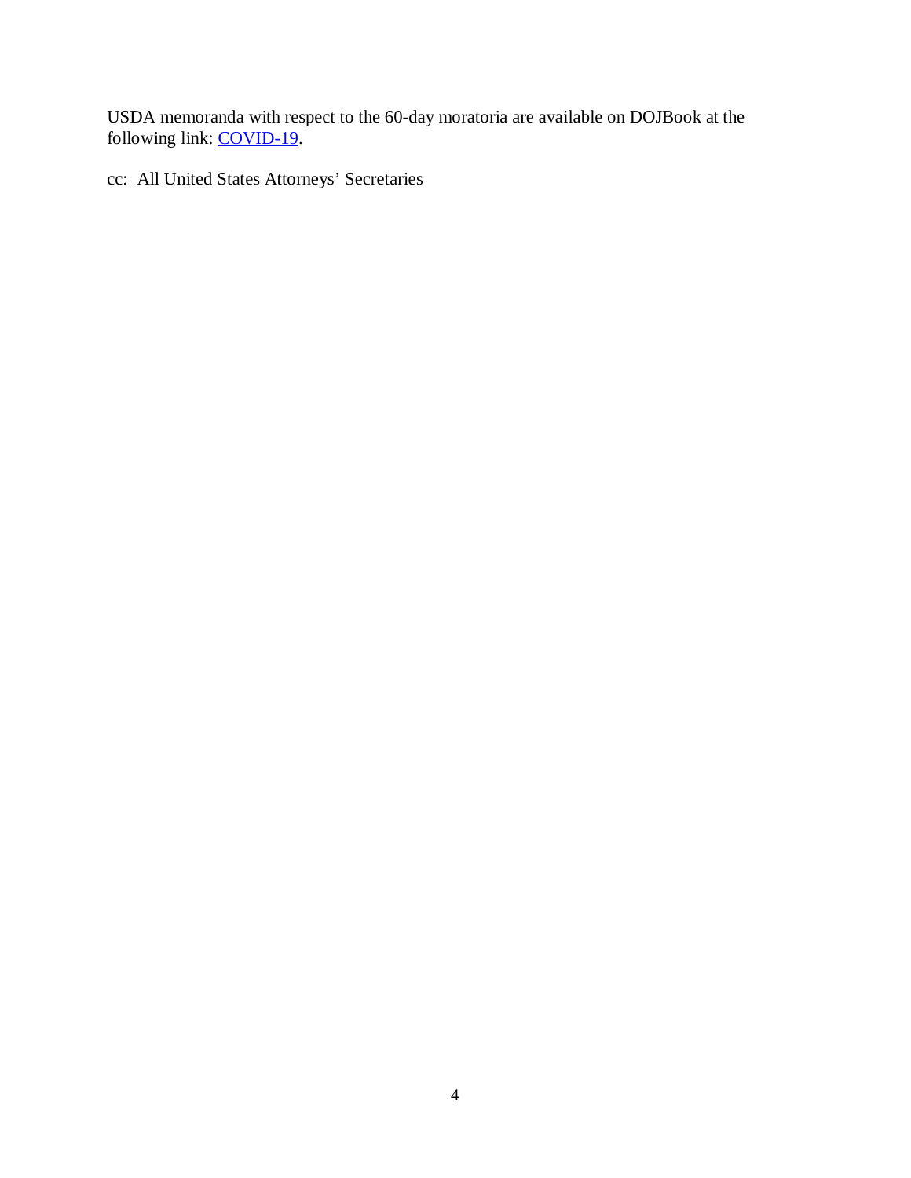USDA memoranda with respect to the 60-day moratoria are available on DOJBook at the following link: COVID-19.

cc: All United States Attorneys' Secretaries